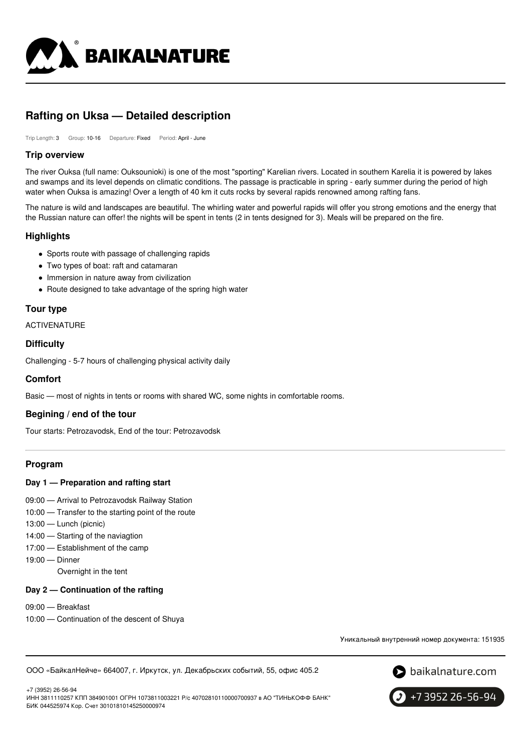# Rafting on Uksa — Detailed description

Trip Length: 3 Group: 10-16 Departure: Fixed Period: April - June

## Trip overview

The river Ouksa (full name: Ouksounioki) is one of the most "sporting" Karelian rivers. Located in southern Karelia it is powered by lakes and swamps and its level depends on climatic conditions. The passage is practicable in spring - early summer during the period of high water when Ouksa is amazing! Over a length of 40 km it cuts rocks by several rapids renowned among rafting fans.

The nature is wild and landscapes are beautiful. The whirling water and powerful rapids will offer you strong emotions and the energy that the Russian nature can offer! the nights will be spent in tents (2 in tents designed for 3). Meals will be prepared on the fire.

## Highlights

- Sports route with passage of challenging rapids
- Two types of boat: raft and catamaran
- Immersion in nature away from civilization
- Route designed to take advantage of the spring high water

## Tour type

ACTIVENATURE

## Difficulty

Challenging - 5-7 hours of challenging physical activity daily

## Comfort

Basic — most of nights in tents or rooms with shared WC, some nights in comfortable rooms.

## Begining / end of the tour

Tour starts: Petrozavodsk, End of the tour: Petrozavodsk

## Program

### Day 1 — Preparation and rafting start

09:00 — Arrival to Petrozavodsk Railway Station
10:00 — Transfer to the starting point of the route
13:00 — Lunch (picnic)
14:00 — Starting of the naviagtion
17:00 — Establishment of the camp
19:00 — Dinner
Overnight in the tent

### Day 2 — Continuation of the rafting

09:00 — Breakfast
10:00 — Continuation of the descent of Shuya

Уникальный внутренний номер документа: 151935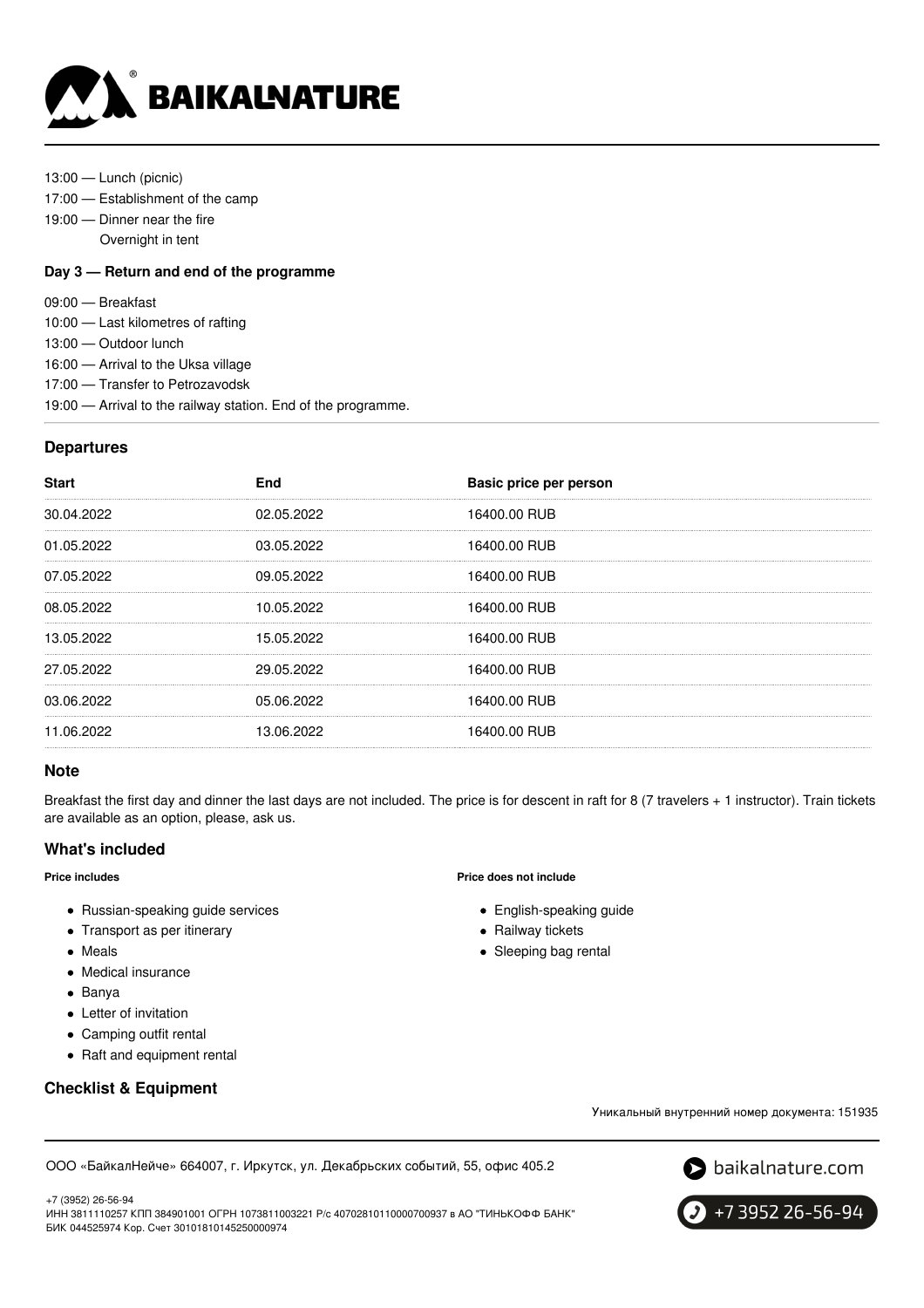13:00 — Lunch (picnic)
17:00 — Establishment of the camp
19:00 — Dinner near the fire
Overnight in tent

#### Day 3 — Return and end of the programme

09:00 — Breakfast
10:00 — Last kilometres of rafting
13:00 — Outdoor lunch
16:00 — Arrival to the Uksa village
17:00 — Transfer to Petrozavodsk
19:00 — Arrival to the railway station. End of the programme.

### Departures

| Start | End | Basic price per person |
| --- | --- | --- |
| 30.04.2022 | 02.05.2022 | 16400.00 RUB |
| 01.05.2022 | 03.05.2022 | 16400.00 RUB |
| 07.05.2022 | 09.05.2022 | 16400.00 RUB |
| 08.05.2022 | 10.05.2022 | 16400.00 RUB |
| 13.05.2022 | 15.05.2022 | 16400.00 RUB |
| 27.05.2022 | 29.05.2022 | 16400.00 RUB |
| 03.06.2022 | 05.06.2022 | 16400.00 RUB |
| 11.06.2022 | 13.06.2022 | 16400.00 RUB |

### Note

Breakfast the first day and dinner the last days are not included. The price is for descent in raft for 8 (7 travelers + 1 instructor). Train tickets are available as an option, please, ask us.

### What's included

**Price includes**

- Russian-speaking guide services
- Transport as per itinerary
- Meals
- Medical insurance
- Banya
- Letter of invitation
- Camping outfit rental
- Raft and equipment rental

**Price does not include**

- English-speaking guide
- Railway tickets
- Sleeping bag rental

### Checklist & Equipment

Уникальный внутренний номер документа: 151935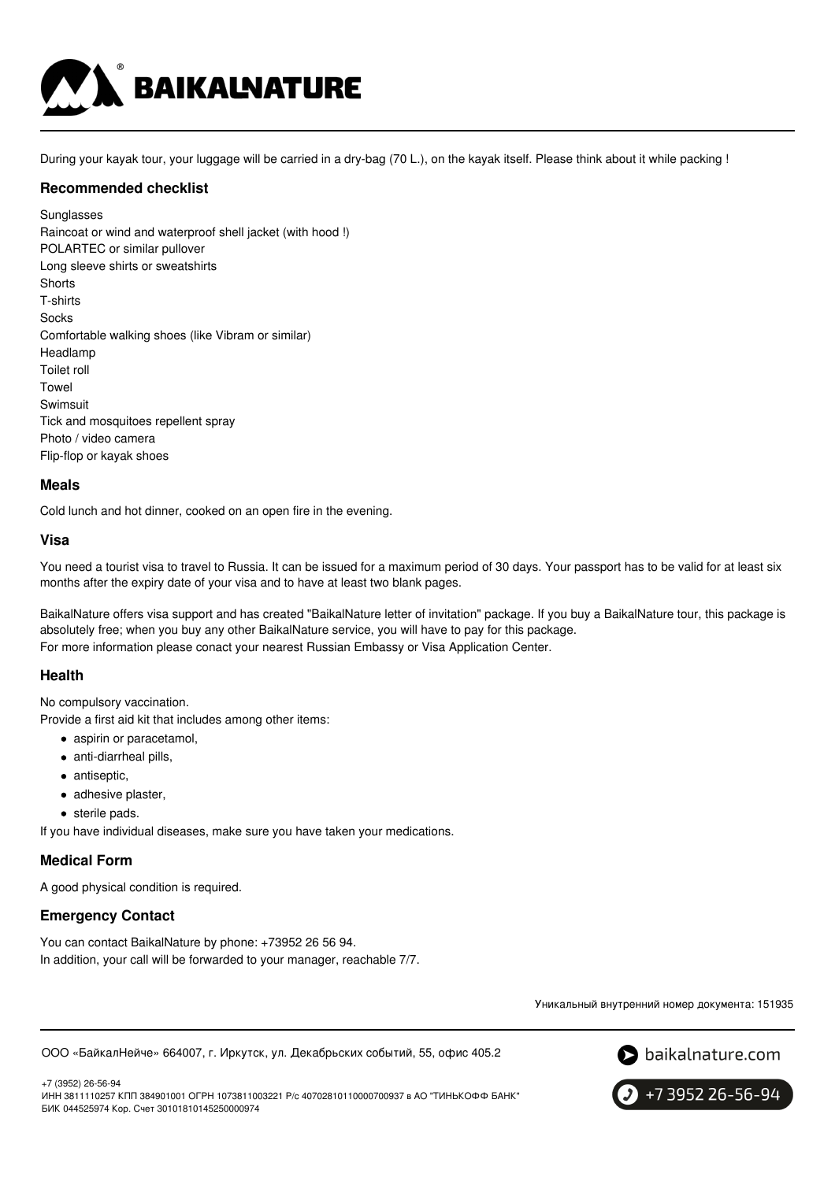During your kayak tour, your luggage will be carried in a dry-bag (70 L.), on the kayak itself. Please think about it while packing !

### Recommended checklist

Sunglasses
Raincoat or wind and waterproof shell jacket (with hood !)
POLARTEC or similar pullover
Long sleeve shirts or sweatshirts
Shorts
T-shirts
Socks
Comfortable walking shoes (like Vibram or similar)
Headlamp
Toilet roll
Towel
Swimsuit
Tick and mosquitoes repellent spray
Photo / video camera
Flip-flop or kayak shoes

### Meals

Cold lunch and hot dinner, cooked on an open fire in the evening.

### Visa

You need a tourist visa to travel to Russia. It can be issued for a maximum period of 30 days. Your passport has to be valid for at least six months after the expiry date of your visa and to have at least two blank pages.

BaikalNature offers visa support and has created "BaikalNature letter of invitation" package. If you buy a BaikalNature tour, this package is absolutely free; when you buy any other BaikalNature service, you will have to pay for this package.
For more information please conact your nearest Russian Embassy or Visa Application Center.

### Health

No compulsory vaccination.
Provide a first aid kit that includes among other items:

- aspirin or paracetamol,
- anti-diarrheal pills,
- antiseptic,
- adhesive plaster,
- sterile pads.

If you have individual diseases, make sure you have taken your medications.

### Medical Form

A good physical condition is required.

### Emergency Contact

You can contact BaikalNature by phone: +73952 26 56 94.
In addition, your call will be forwarded to your manager, reachable 7/7.

Уникальный внутренний номер документа: 151935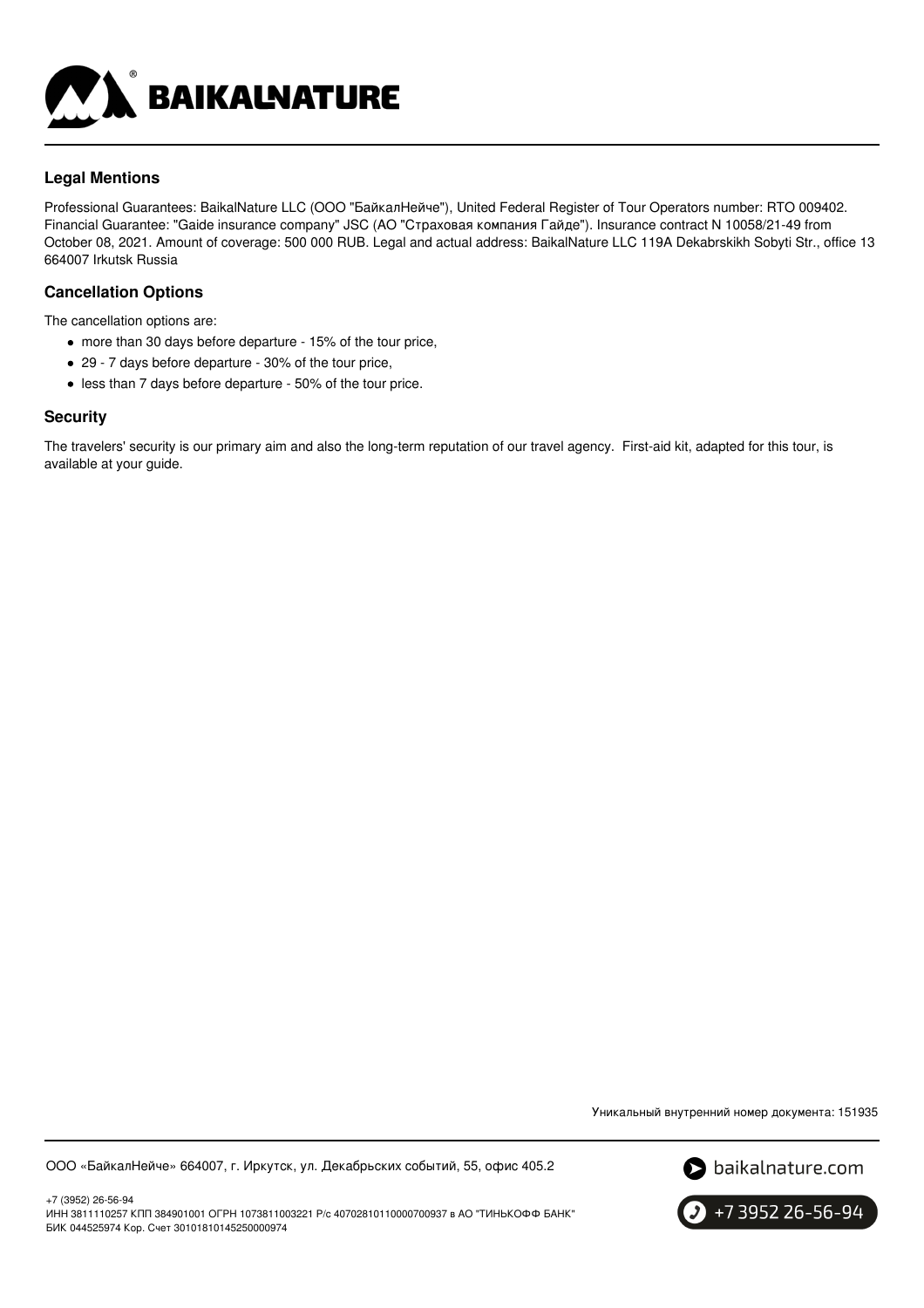## Legal Mentions

Professional Guarantees: BaikalNature LLC (ООО "БайкалНейче"), United Federal Register of Tour Operators number: RTO 009402. Financial Guarantee: "Gaide insurance company" JSC (АО "Страховая компания Гайде"). Insurance contract N 10058/21-49 from October 08, 2021. Amount of coverage: 500 000 RUB. Legal and actual address: BaikalNature LLC 119A Dekabrskikh Sobyti Str., office 13 664007 Irkutsk Russia

## Cancellation Options

The cancellation options are:

- more than 30 days before departure - 15% of the tour price,
- 29 - 7 days before departure - 30% of the tour price,
- less than 7 days before departure - 50% of the tour price.

## Security

The travelers' security is our primary aim and also the long-term reputation of our travel agency. First-aid kit, adapted for this tour, is available at your guide.

Уникальный внутренний номер документа: 151935